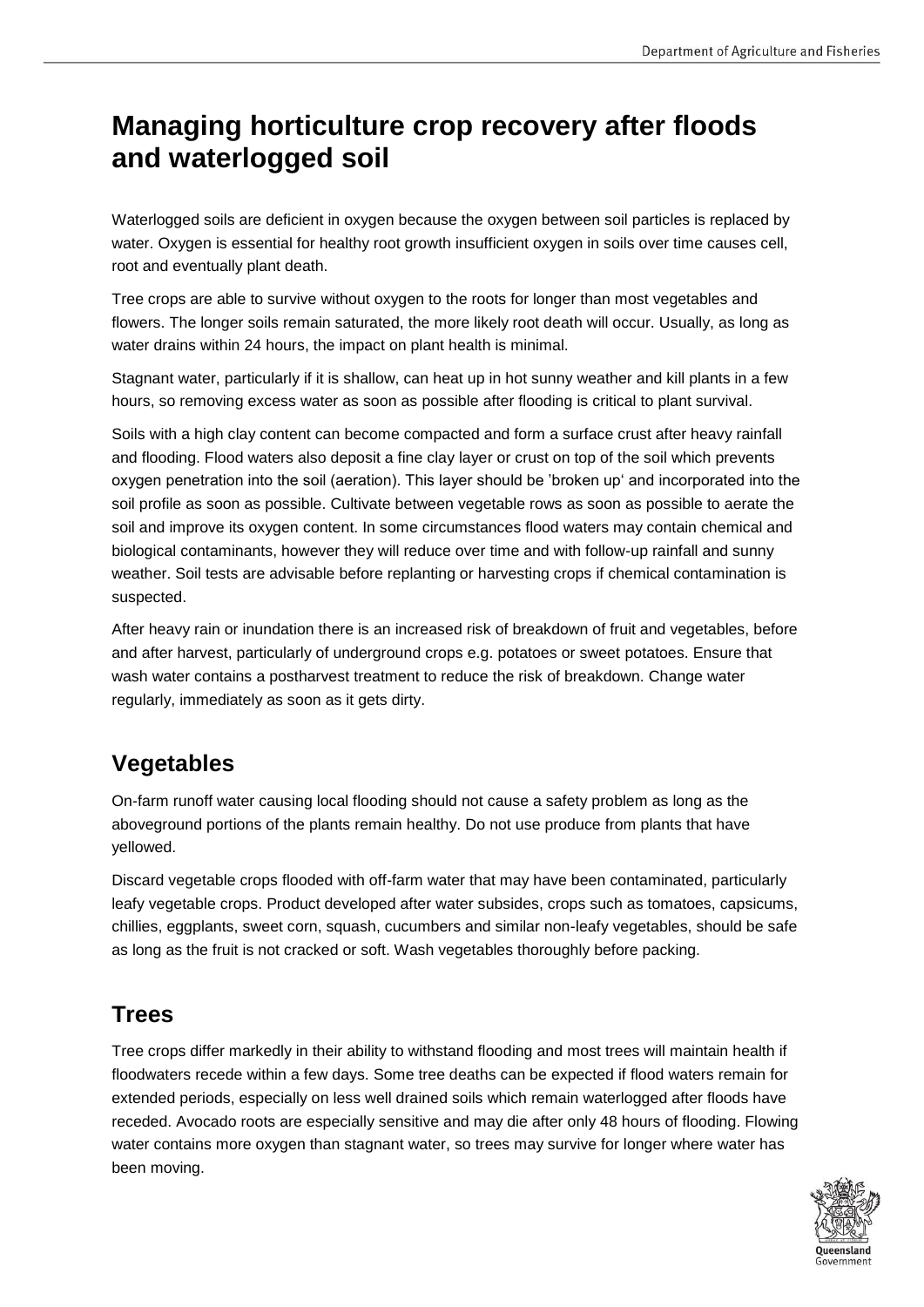# Managing horticulture crop recovery after floods and waterlogged soil

Waterlogged soils are deficient in oxygen because the oxygen between soil particles is replaced by water. Oxygen is essential for healthy root growth insufficient oxygen in soils over time causes cell, root and eventually plant death.

Tree crops are able to survive without oxygen to the roots for longer than most vegetables and flowers. The longer soils remain saturated, the more likely root death will occur. Usually, as long as water drains within 24 hours, the impact on plant health is minimal.

Stagnant water, particularly if it is shallow, can heat up in hot sunny weather and kill plants in a few hours, so removing excess water as soon as possible after flooding is critical to plant survival.

Soils with a high clay content can become compacted and form a surface crust after heavy rainfall and flooding. Flood waters also deposit a fine clay layer or crust on top of the soil which prevents oxygen penetration into the soil (aeration). This layer should be 'broken up' and incorporated into the soil profile as soon as possible. Cultivate between vegetable rows as soon as possible to aerate the soil and improve its oxygen content. In some circumstances flood waters may contain chemical and biological contaminants, however they will reduce over time and with follow-up rainfall and sunny weather. Soil tests are advisable before replanting or harvesting crops if chemical contamination is suspected.

After heavy rain or inundation there is an increased risk of breakdown of fruit and vegetables, before and after harvest, particularly of underground crops e.g. potatoes or sweet potatoes. Ensure that wash water contains a postharvest treatment to reduce the risk of breakdown. Change water regularly, immediately as soon as it gets dirty.

## Vegetables

On-farm runoff water causing local flooding should not cause a safety problem as long as the aboveground portions of the plants remain healthy. Do not use produce from plants that have yellowed.

Discard vegetable crops flooded with off-farm water that may have been contaminated, particularly leafy vegetable crops. Product developed after water subsides, crops such as tomatoes, capsicums, chillies, eggplants, sweet corn, squash, cucumbers and similar non-leafy vegetables, should be safe as long as the fruit is not cracked or soft. Wash vegetables thoroughly before packing.

## Trees

Tree crops differ markedly in their ability to withstand flooding and most trees will maintain health if floodwaters recede within a few days. Some tree deaths can be expected if flood waters remain for extended periods, especially on less well drained soils which remain waterlogged after floods have receded. Avocado roots are especially sensitive and may die after only 48 hours of flooding. Flowing water contains more oxygen than stagnant water, so trees may survive for longer where water has been moving.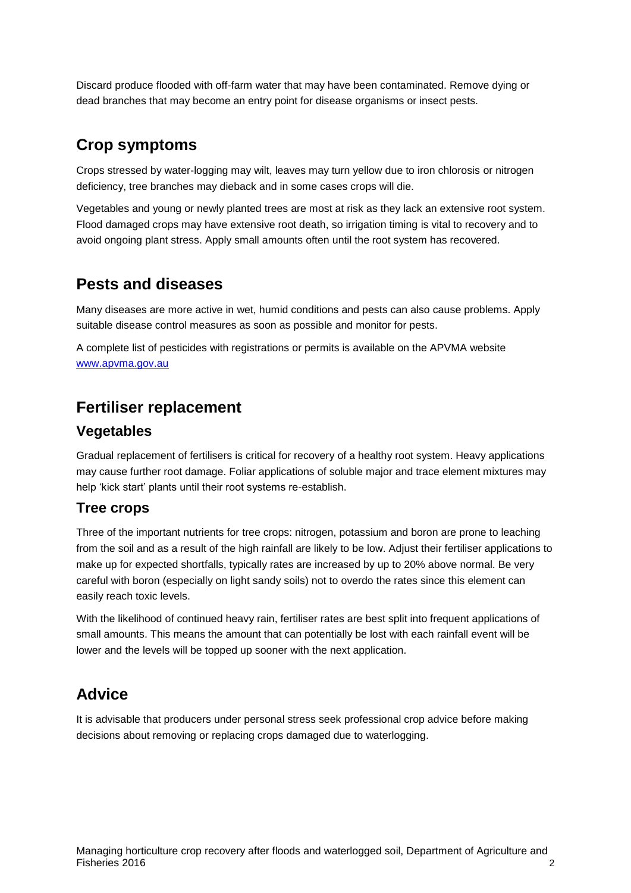Discard produce flooded with off-farm water that may have been contaminated. Remove dying or dead branches that may become an entry point for disease organisms or insect pests.

## Crop symptoms

Crops stressed by water-logging may wilt, leaves may turn yellow due to iron chlorosis or nitrogen deficiency, tree branches may dieback and in some cases crops will die.

Vegetables and young or newly planted trees are most at risk as they lack an extensive root system. Flood damaged crops may have extensive root death, so irrigation timing is vital to recovery and to avoid ongoing plant stress. Apply small amounts often until the root system has recovered.

## Pests and diseases

Many diseases are more active in wet, humid conditions and pests can also cause problems. Apply suitable disease control measures as soon as possible and monitor for pests.

A complete list of pesticides with registrations or permits is available on the APVMA website [www.apvma.gov.au](http://www.apvma.gov.au)

## Fertiliser replacement

### Vegetables

Gradual replacement of fertilisers is critical for recovery of a healthy root system. Heavy applications may cause further root damage. Foliar applications of soluble major and trace element mixtures may help 'kick start' plants until their root systems re-establish.

### Tree crops

Three of the important nutrients for tree crops: nitrogen, potassium and boron are prone to leaching from the soil and as a result of the high rainfall are likely to be low. Adjust their fertiliser applications to make up for expected shortfalls, typically rates are increased by up to 20% above normal. Be very careful with boron (especially on light sandy soils) not to overdo the rates since this element can easily reach toxic levels.

With the likelihood of continued heavy rain, fertiliser rates are best split into frequent applications of small amounts. This means the amount that can potentially be lost with each rainfall event will be lower and the levels will be topped up sooner with the next application.

## Advice

It is advisable that producers under personal stress seek professional crop advice before making decisions about removing or replacing crops damaged due to waterlogging.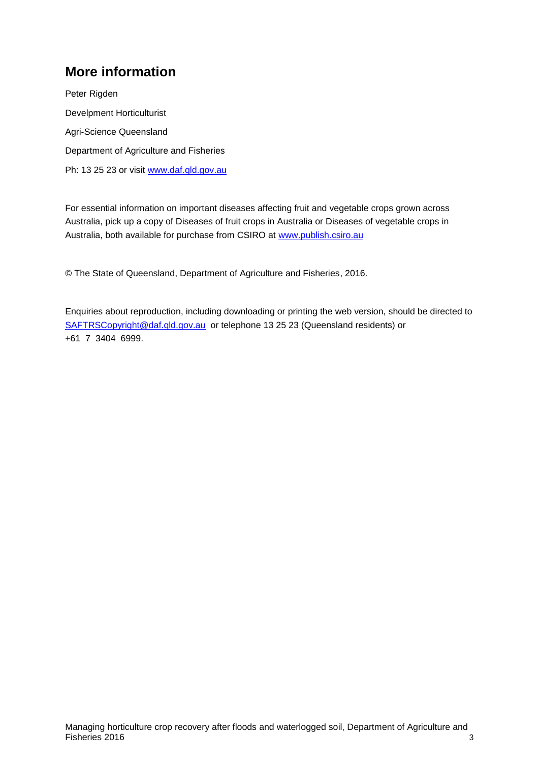## More information

Peter Rigden

Develpment Horticulturist

Agri-Science Queensland

Department of Agriculture and Fisheries

Ph: 13 25 23 or visit www.daf.qld.gov.au

For essential information on important diseases affecting fruit and vegetable crops grown across Australia, pick up a copy of Diseases of fruit crops in Australia or Diseases of vegetable crops in Australia, both available for purchase from CSIRO at www.publish.csiro.au

© The State of Queensland, Department of Agriculture and Fisheries, 2016.

Enquiries about reproduction, including downloading or printing the web version, should be directed to SAFTRSCopyright@daf.qld.gov.au or telephone 13 25 23 (Queensland residents) or +61 7 3404 6999.